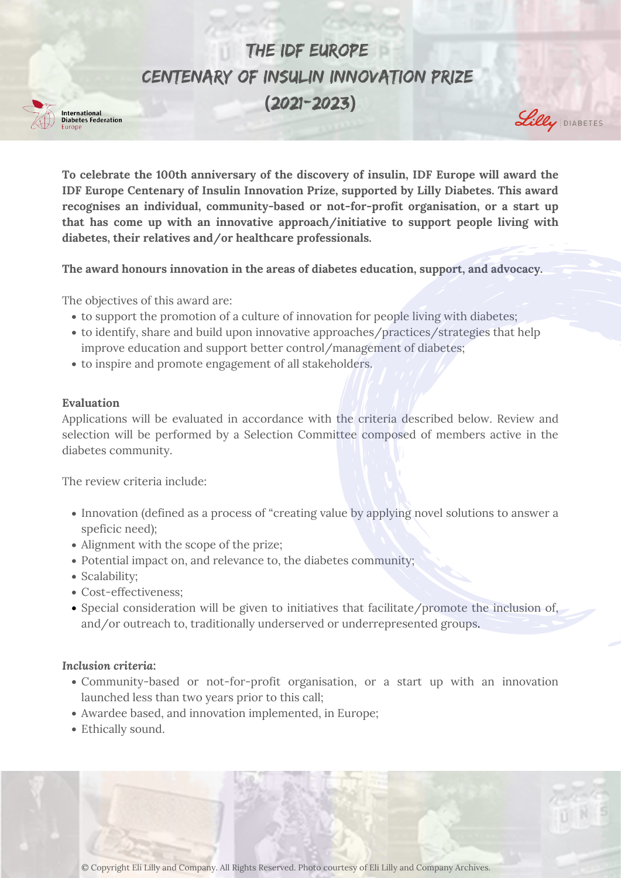# THE IDF EUROPE CENTENARY OF INSULIN INNOVATION PRIZE (2021-2023)

International Diabetes Federation Europe

Lilly | DIABETES

**To celebrate the 100th anniversary of the discovery of insulin, IDF Europe will award the IDF Europe Centenary of Insulin Innovation Prize, supported by Lilly Diabetes. This award recognises an individual, community-based or not-for-profit organisation, or a start up that has come up with an innovative approach/initiative to support people living with diabetes, their relatives and/or healthcare professionals.**

**The award honours innovation in the areas of diabetes education, support, and advocacy**.

The objectives of this award are:

- to support the promotion of a culture of innovation for people living with diabetes;
- to identify, share and build upon innovative approaches/practices/strategies that help improve education and support better control/management of diabetes;
- to inspire and promote engagement of all stakeholders.

**Evaluation**

Applications will be evaluated in accordance with the criteria described below. Review and selection will be performed by a Selection Committee composed of members active in the diabetes community.

The review criteria include:

- Innovation (defined as a process of "creating value by applying novel solutions to answer a speficic need);
- Alignment with the scope of the prize;
- Potential impact on, and relevance to, the diabetes community;
- Scalability;
- Cost-effectiveness;
- Special consideration will be given to initiatives that facilitate/promote the inclusion of, and/or outreach to, traditionally underserved or underrepresented groups.

***Inclusion criteria:***

- Community-based or not-for-profit organisation, or a start up with an innovation launched less than two years prior to this call;
- Awardee based, and innovation implemented, in Europe;
- Ethically sound.

© Copyright Eli Lilly and Company. All Rights Reserved. Photo courtesy of Eli Lilly and Company Archives.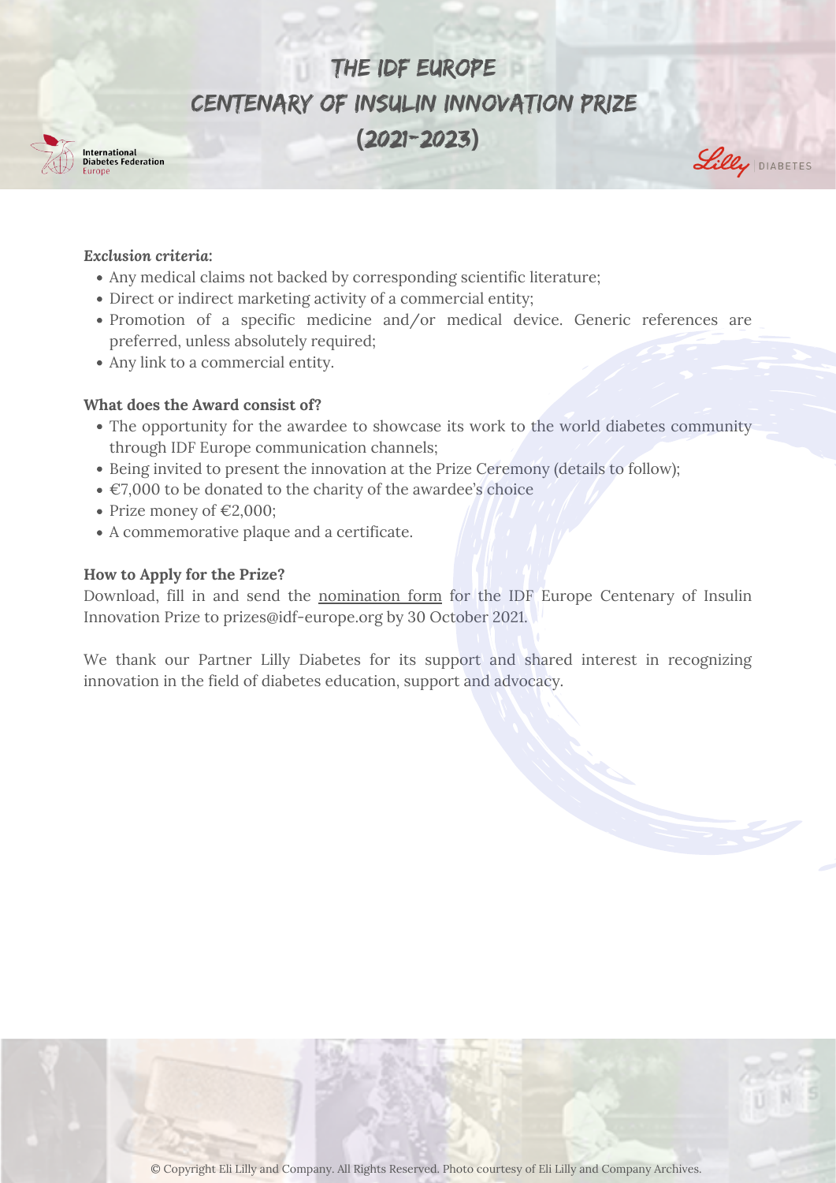*Exclusion criteria:*

- Any medical claims not backed by corresponding scientific literature;
- Direct or indirect marketing activity of a commercial entity;
- Promotion of a specific medicine and/or medical device. Generic references are preferred, unless absolutely required;
- Any link to a commercial entity.

**What does the Award consist of?**

- The opportunity for the awardee to showcase its work to the world diabetes community through IDF Europe communication channels;
- Being invited to present the innovation at the Prize Ceremony (details to follow);
- €7,000 to be donated to the charity of the awardee's choice
- Prize money of €2,000;
- A commemorative plaque and a certificate.

**How to Apply for the Prize?**

Download, fill in and send the nomination form for the IDF Europe Centenary of Insulin Innovation Prize to prizes@idf-europe.org by 30 October 2021.

We thank our Partner Lilly Diabetes for its support and shared interest in recognizing innovation in the field of diabetes education, support and advocacy.

© Copyright Eli Lilly and Company. All Rights Reserved. Photo courtesy of Eli Lilly and Company Archives.